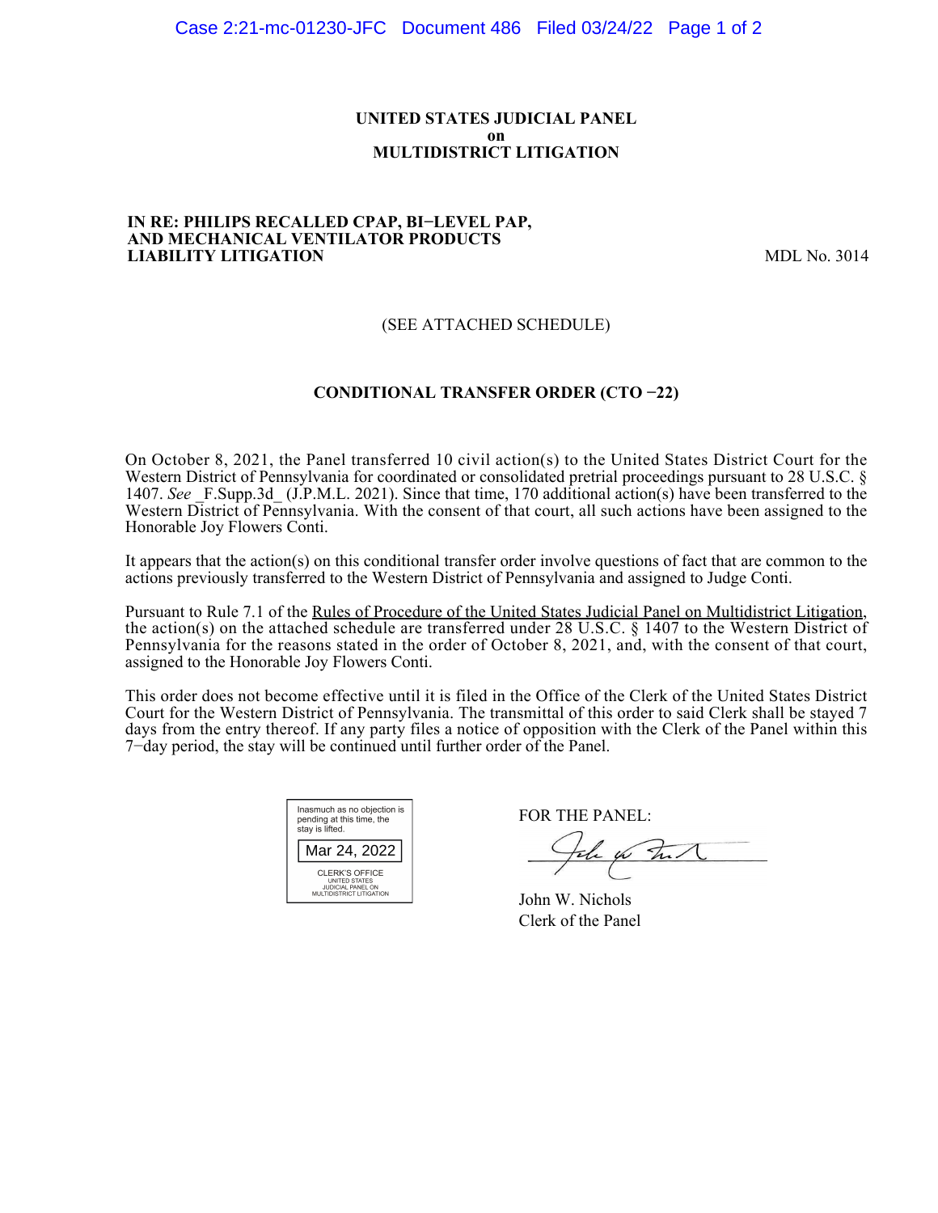**UNITED STATES JUDICIAL PANEL**
**on**
**MULTIDISTRICT LITIGATION**

**IN RE: PHILIPS RECALLED CPAP, BI−LEVEL PAP, AND MECHANICAL VENTILATOR PRODUCTS LIABILITY LITIGATION** MDL No. 3014

(SEE ATTACHED SCHEDULE)

**CONDITIONAL TRANSFER ORDER (CTO −22)**

On October 8, 2021, the Panel transferred 10 civil action(s) to the United States District Court for the Western District of Pennsylvania for coordinated or consolidated pretrial proceedings pursuant to 28 U.S.C. § 1407. *See* _F.Supp.3d_ (J.P.M.L. 2021). Since that time, 170 additional action(s) have been transferred to the Western District of Pennsylvania. With the consent of that court, all such actions have been assigned to the Honorable Joy Flowers Conti.

It appears that the action(s) on this conditional transfer order involve questions of fact that are common to the actions previously transferred to the Western District of Pennsylvania and assigned to Judge Conti.

Pursuant to Rule 7.1 of the Rules of Procedure of the United States Judicial Panel on Multidistrict Litigation, the action(s) on the attached schedule are transferred under 28 U.S.C. § 1407 to the Western District of Pennsylvania for the reasons stated in the order of October 8, 2021, and, with the consent of that court, assigned to the Honorable Joy Flowers Conti.

This order does not become effective until it is filed in the Office of the Clerk of the United States District Court for the Western District of Pennsylvania. The transmittal of this order to said Clerk shall be stayed 7 days from the entry thereof. If any party files a notice of opposition with the Clerk of the Panel within this 7−day period, the stay will be continued until further order of the Panel.

Inasmuch as no objection is pending at this time, the stay is lifted.

Mar 24, 2022

CLERK'S OFFICE
UNITED STATES
JUDICIAL PANEL ON
MULTIDISTRICT LITIGATION

FOR THE PANEL:

John W. Nichols
Clerk of the Panel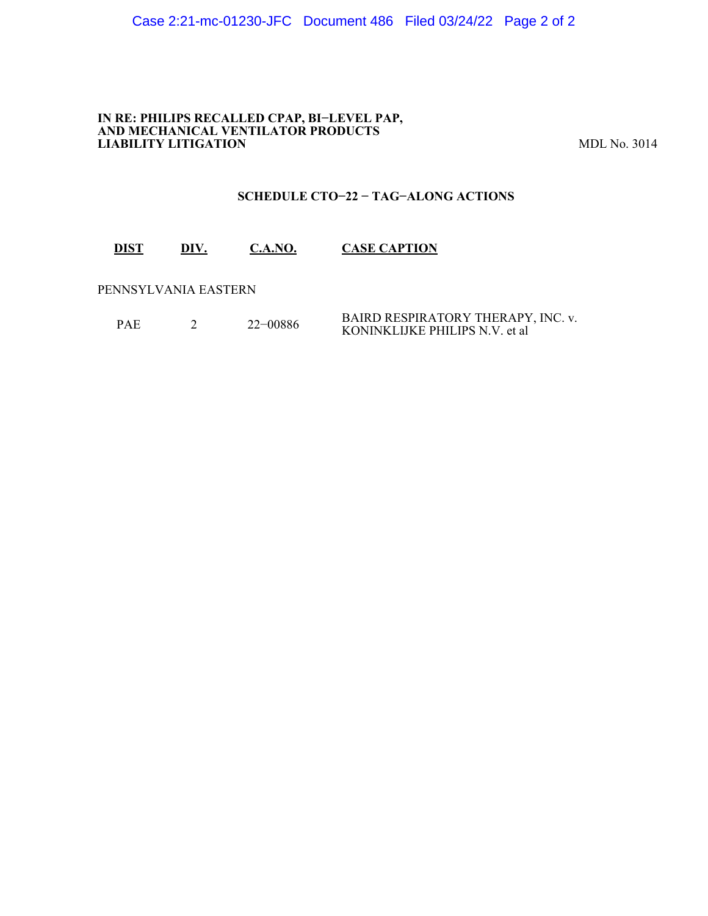**IN RE: PHILIPS RECALLED CPAP, BI−LEVEL PAP, AND MECHANICAL VENTILATOR PRODUCTS LIABILITY LITIGATION**

MDL No. 3014

## SCHEDULE CTO−22 − TAG−ALONG ACTIONS

| DIST | DIV. | C.A.NO. | CASE CAPTION |
|---|---|---|---|
| PENNSYLVANIA EASTERN | | | |
| PAE | 2 | 22−00886 | BAIRD RESPIRATORY THERAPY, INC. v. KONINKLIJKE PHILIPS N.V. et al |